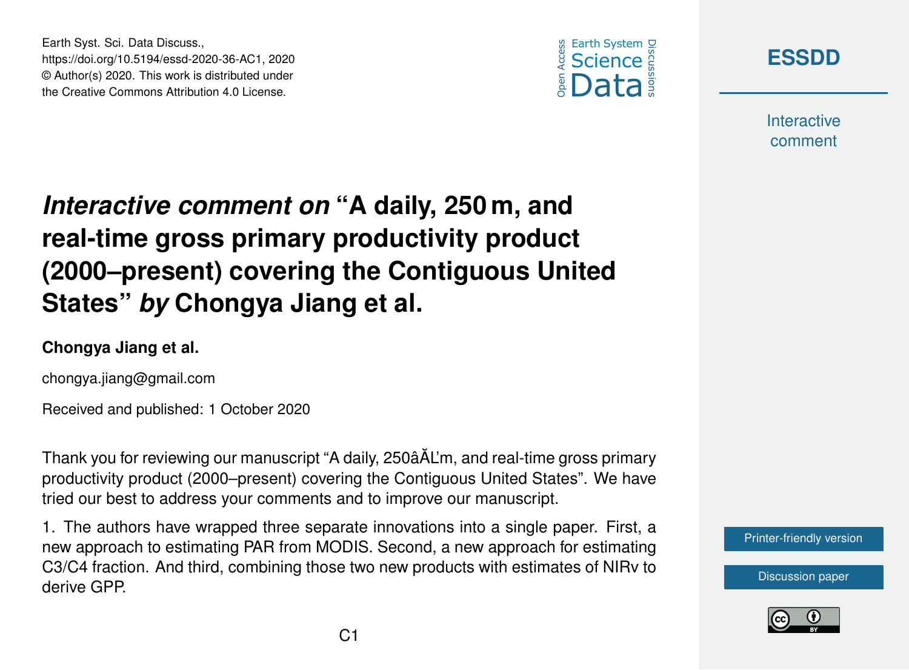# *Interactive comment on* "A daily, 250 m, and real-time gross primary productivity product (2000–present) covering the Contiguous United States" *by* Chongya Jiang et al.

**Chongya Jiang et al.**

chongya.jiang@gmail.com

Received and published: 1 October 2020

Thank you for reviewing our manuscript "A daily, 250âĂĽm, and real-time gross primary productivity product (2000–present) covering the Contiguous United States". We have tried our best to address your comments and to improve our manuscript.

1. The authors have wrapped three separate innovations into a single paper. First, a new approach to estimating PAR from MODIS. Second, a new approach for estimating C3/C4 fraction. And third, combining those two new products with estimates of NIRv to derive GPP.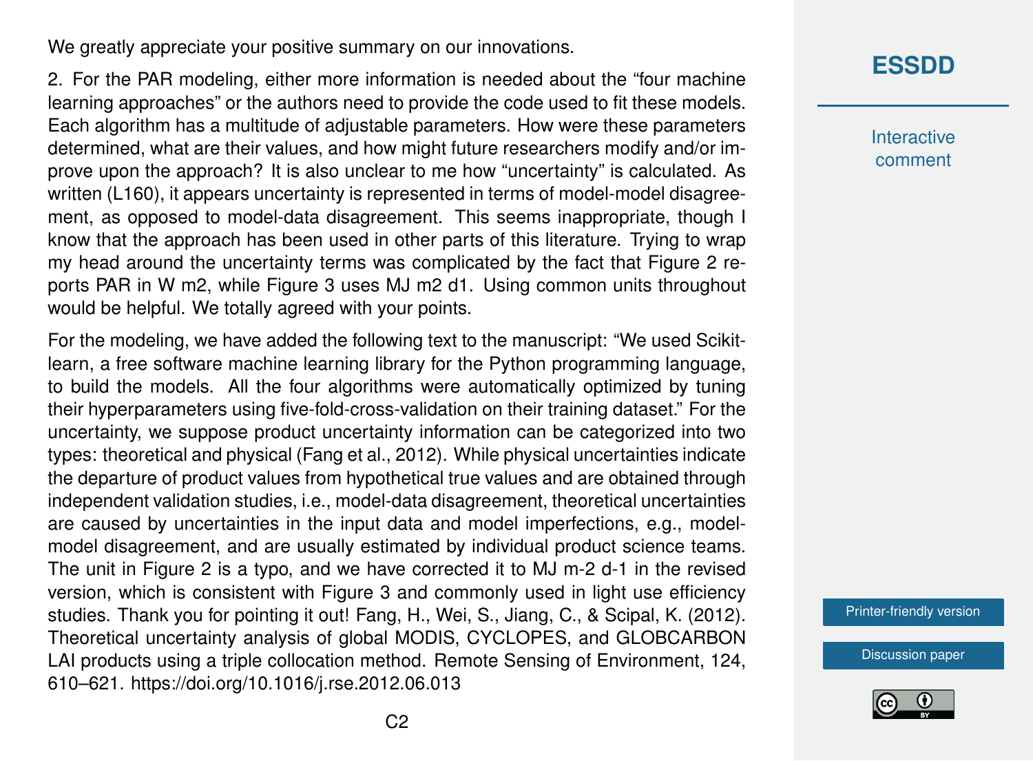We greatly appreciate your positive summary on our innovations.

2. For the PAR modeling, either more information is needed about the "four machine learning approaches" or the authors need to provide the code used to fit these models. Each algorithm has a multitude of adjustable parameters. How were these parameters determined, what are their values, and how might future researchers modify and/or improve upon the approach? It is also unclear to me how "uncertainty" is calculated. As written (L160), it appears uncertainty is represented in terms of model-model disagreement, as opposed to model-data disagreement. This seems inappropriate, though I know that the approach has been used in other parts of this literature. Trying to wrap my head around the uncertainty terms was complicated by the fact that Figure 2 reports PAR in W m2, while Figure 3 uses MJ m2 d1. Using common units throughout would be helpful. We totally agreed with your points.

For the modeling, we have added the following text to the manuscript: "We used Scikit-learn, a free software machine learning library for the Python programming language, to build the models. All the four algorithms were automatically optimized by tuning their hyperparameters using five-fold-cross-validation on their training dataset." For the uncertainty, we suppose product uncertainty information can be categorized into two types: theoretical and physical (Fang et al., 2012). While physical uncertainties indicate the departure of product values from hypothetical true values and are obtained through independent validation studies, i.e., model-data disagreement, theoretical uncertainties are caused by uncertainties in the input data and model imperfections, e.g., model-model disagreement, and are usually estimated by individual product science teams. The unit in Figure 2 is a typo, and we have corrected it to MJ m-2 d-1 in the revised version, which is consistent with Figure 3 and commonly used in light use efficiency studies. Thank you for pointing it out! Fang, H., Wei, S., Jiang, C., & Scipal, K. (2012). Theoretical uncertainty analysis of global MODIS, CYCLOPES, and GLOBCARBON LAI products using a triple collocation method. Remote Sensing of Environment, 124, 610–621. https://doi.org/10.1016/j.rse.2012.06.013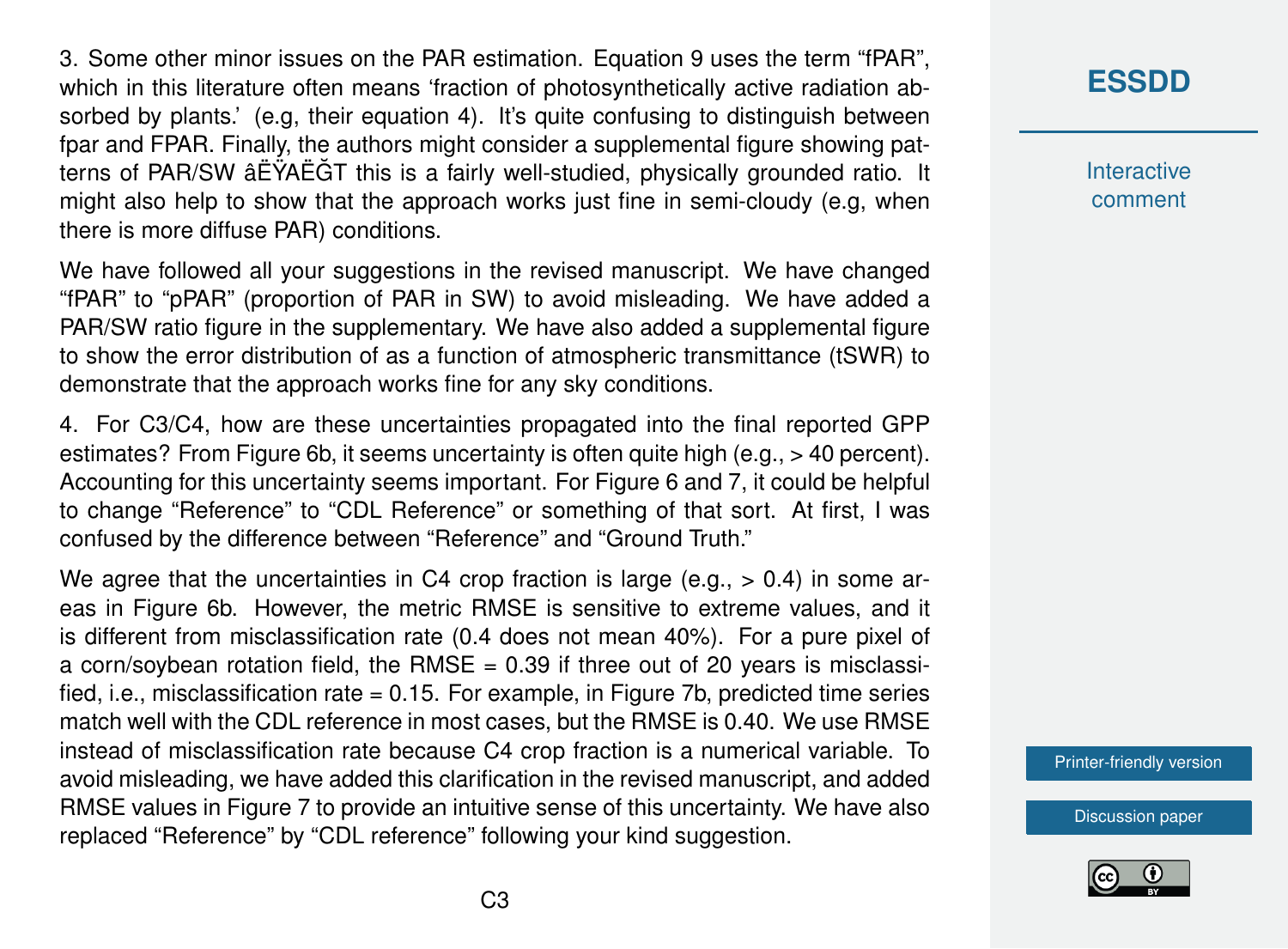3. Some other minor issues on the PAR estimation. Equation 9 uses the term "fPAR", which in this literature often means 'fraction of photosynthetically active radiation absorbed by plants.' (e.g, their equation 4). It's quite confusing to distinguish between fpar and FPAR. Finally, the authors might consider a supplemental figure showing patterns of PAR/SW âËŸAËĞT this is a fairly well-studied, physically grounded ratio. It might also help to show that the approach works just fine in semi-cloudy (e.g, when there is more diffuse PAR) conditions.

We have followed all your suggestions in the revised manuscript. We have changed "fPAR" to "pPAR" (proportion of PAR in SW) to avoid misleading. We have added a PAR/SW ratio figure in the supplementary. We have also added a supplemental figure to show the error distribution of as a function of atmospheric transmittance (tSWR) to demonstrate that the approach works fine for any sky conditions.

4. For C3/C4, how are these uncertainties propagated into the final reported GPP estimates? From Figure 6b, it seems uncertainty is often quite high (e.g., > 40 percent). Accounting for this uncertainty seems important. For Figure 6 and 7, it could be helpful to change "Reference" to "CDL Reference" or something of that sort. At first, I was confused by the difference between "Reference" and "Ground Truth."

We agree that the uncertainties in C4 crop fraction is large (e.g., > 0.4) in some areas in Figure 6b. However, the metric RMSE is sensitive to extreme values, and it is different from misclassification rate (0.4 does not mean 40%). For a pure pixel of a corn/soybean rotation field, the RMSE = 0.39 if three out of 20 years is misclassified, i.e., misclassification rate = 0.15. For example, in Figure 7b, predicted time series match well with the CDL reference in most cases, but the RMSE is 0.40. We use RMSE instead of misclassification rate because C4 crop fraction is a numerical variable. To avoid misleading, we have added this clarification in the revised manuscript, and added RMSE values in Figure 7 to provide an intuitive sense of this uncertainty. We have also replaced "Reference" by "CDL reference" following your kind suggestion.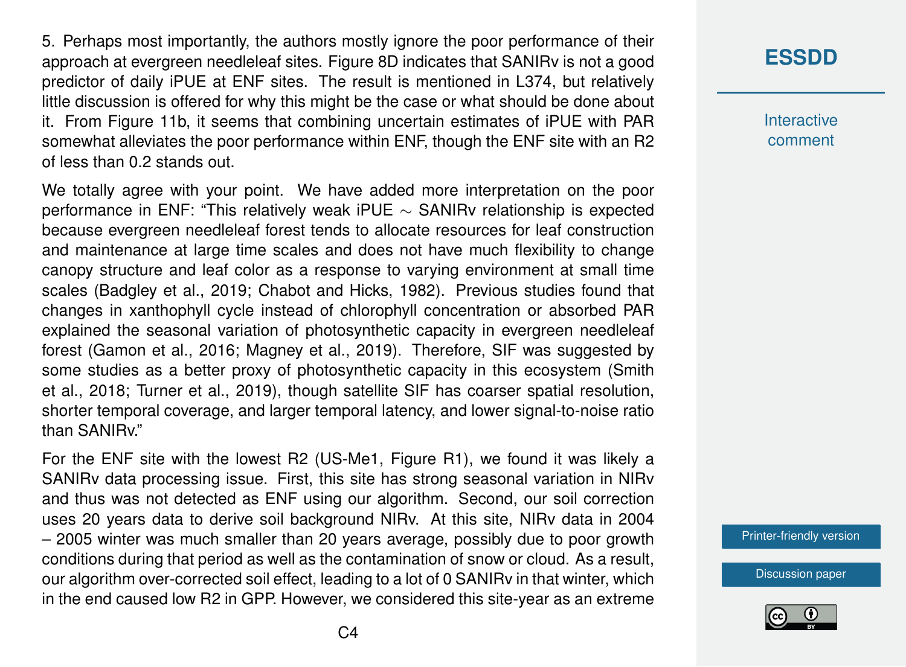5. Perhaps most importantly, the authors mostly ignore the poor performance of their approach at evergreen needleleaf sites. Figure 8D indicates that SANIRv is not a good predictor of daily iPUE at ENF sites. The result is mentioned in L374, but relatively little discussion is offered for why this might be the case or what should be done about it. From Figure 11b, it seems that combining uncertain estimates of iPUE with PAR somewhat alleviates the poor performance within ENF, though the ENF site with an R2 of less than 0.2 stands out.

We totally agree with your point. We have added more interpretation on the poor performance in ENF: "This relatively weak iPUE $\sim$ SANIRv relationship is expected because evergreen needleleaf forest tends to allocate resources for leaf construction and maintenance at large time scales and does not have much flexibility to change canopy structure and leaf color as a response to varying environment at small time scales (Badgley et al., 2019; Chabot and Hicks, 1982). Previous studies found that changes in xanthophyll cycle instead of chlorophyll concentration or absorbed PAR explained the seasonal variation of photosynthetic capacity in evergreen needleleaf forest (Gamon et al., 2016; Magney et al., 2019). Therefore, SIF was suggested by some studies as a better proxy of photosynthetic capacity in this ecosystem (Smith et al., 2018; Turner et al., 2019), though satellite SIF has coarser spatial resolution, shorter temporal coverage, and larger temporal latency, and lower signal-to-noise ratio than SANIRv."

For the ENF site with the lowest R2 (US-Me1, Figure R1), we found it was likely a SANIRv data processing issue. First, this site has strong seasonal variation in NIRv and thus was not detected as ENF using our algorithm. Second, our soil correction uses 20 years data to derive soil background NIRv. At this site, NIRv data in 2004 – 2005 winter was much smaller than 20 years average, possibly due to poor growth conditions during that period as well as the contamination of snow or cloud. As a result, our algorithm over-corrected soil effect, leading to a lot of 0 SANIRv in that winter, which in the end caused low R2 in GPP. However, we considered this site-year as an extreme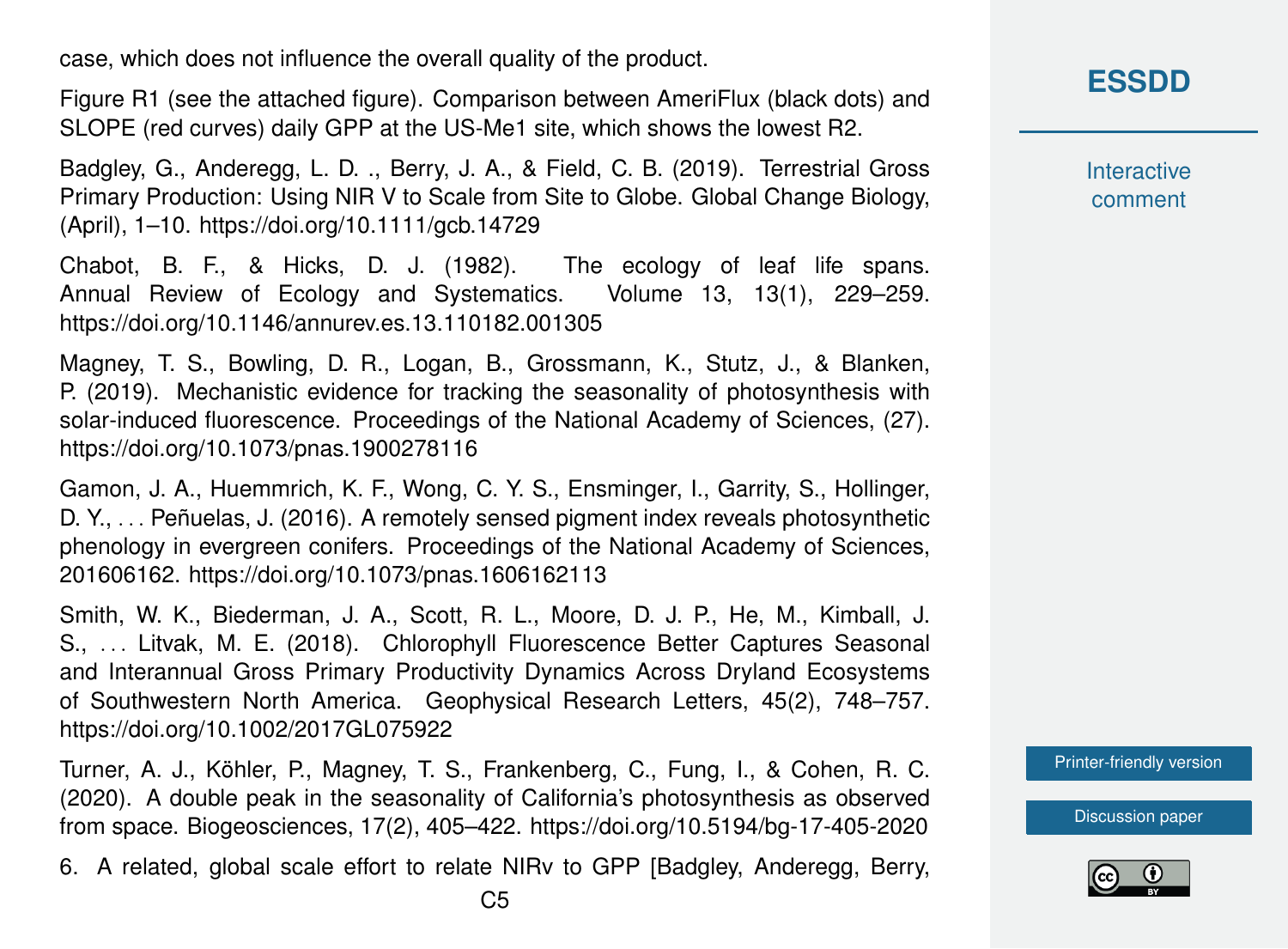case, which does not influence the overall quality of the product.

Figure R1 (see the attached figure). Comparison between AmeriFlux (black dots) and SLOPE (red curves) daily GPP at the US-Me1 site, which shows the lowest R2.

Badgley, G., Anderegg, L. D. ., Berry, J. A., & Field, C. B. (2019). Terrestrial Gross Primary Production: Using NIR V to Scale from Site to Globe. Global Change Biology, (April), 1–10. https://doi.org/10.1111/gcb.14729

Chabot, B. F., & Hicks, D. J. (1982). The ecology of leaf life spans. Annual Review of Ecology and Systematics. Volume 13, 13(1), 229–259. https://doi.org/10.1146/annurev.es.13.110182.001305

Magney, T. S., Bowling, D. R., Logan, B., Grossmann, K., Stutz, J., & Blanken, P. (2019). Mechanistic evidence for tracking the seasonality of photosynthesis with solar-induced fluorescence. Proceedings of the National Academy of Sciences, (27). https://doi.org/10.1073/pnas.1900278116

Gamon, J. A., Huemmrich, K. F., Wong, C. Y. S., Ensminger, I., Garrity, S., Hollinger, D. Y., . . . Peñuelas, J. (2016). A remotely sensed pigment index reveals photosynthetic phenology in evergreen conifers. Proceedings of the National Academy of Sciences, 201606162. https://doi.org/10.1073/pnas.1606162113

Smith, W. K., Biederman, J. A., Scott, R. L., Moore, D. J. P., He, M., Kimball, J. S., . . . Litvak, M. E. (2018). Chlorophyll Fluorescence Better Captures Seasonal and Interannual Gross Primary Productivity Dynamics Across Dryland Ecosystems of Southwestern North America. Geophysical Research Letters, 45(2), 748–757. https://doi.org/10.1002/2017GL075922

Turner, A. J., Köhler, P., Magney, T. S., Frankenberg, C., Fung, I., & Cohen, R. C. (2020). A double peak in the seasonality of California's photosynthesis as observed from space. Biogeosciences, 17(2), 405–422. https://doi.org/10.5194/bg-17-405-2020

6. A related, global scale effort to relate NIRv to GPP [Badgley, Anderegg, Berry,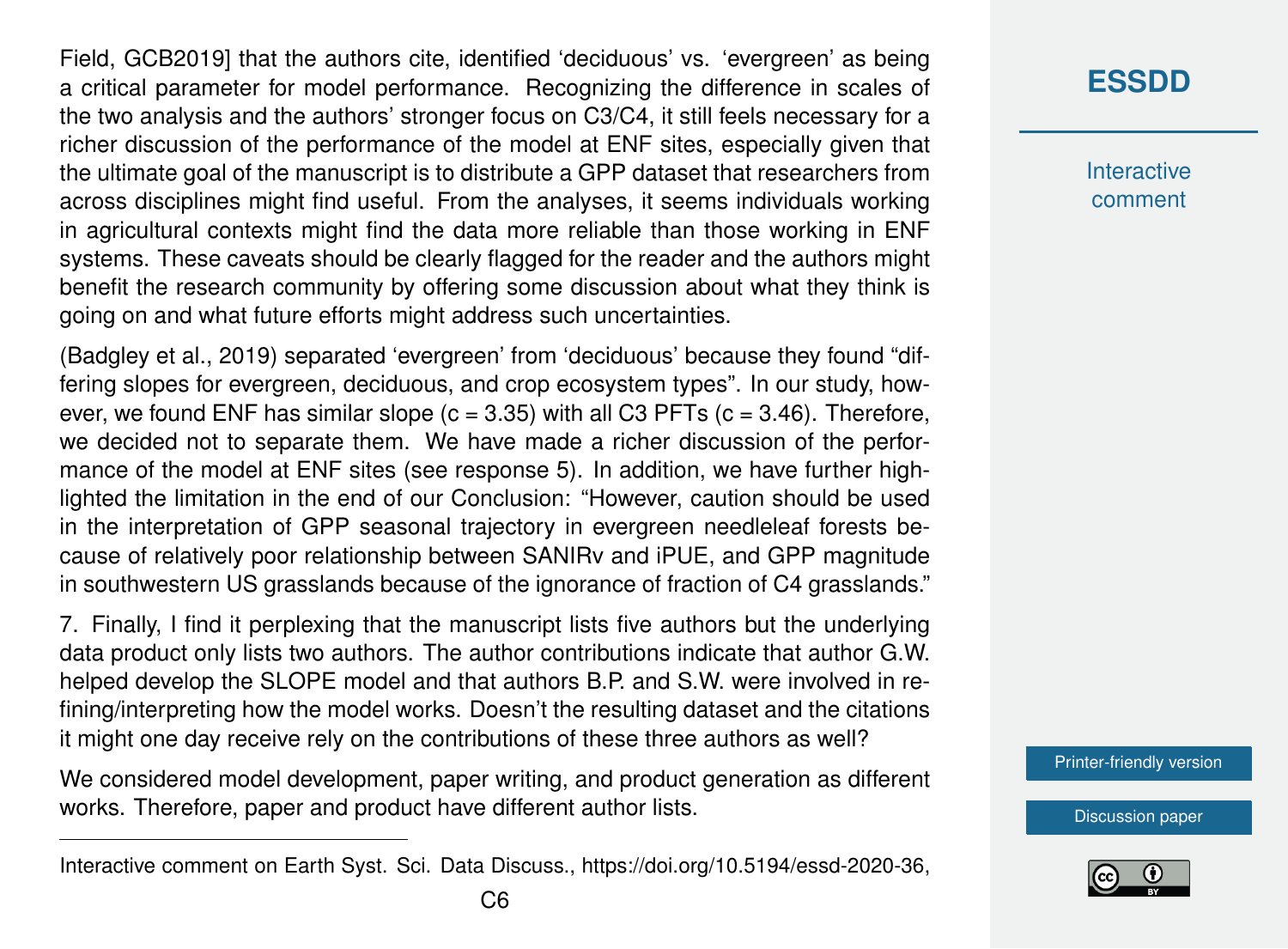Field, GCB2019] that the authors cite, identified 'deciduous' vs. 'evergreen' as being a critical parameter for model performance. Recognizing the difference in scales of the two analysis and the authors' stronger focus on C3/C4, it still feels necessary for a richer discussion of the performance of the model at ENF sites, especially given that the ultimate goal of the manuscript is to distribute a GPP dataset that researchers from across disciplines might find useful. From the analyses, it seems individuals working in agricultural contexts might find the data more reliable than those working in ENF systems. These caveats should be clearly flagged for the reader and the authors might benefit the research community by offering some discussion about what they think is going on and what future efforts might address such uncertainties.

(Badgley et al., 2019) separated 'evergreen' from 'deciduous' because they found "differing slopes for evergreen, deciduous, and crop ecosystem types". In our study, however, we found ENF has similar slope ($c = 3.35$) with all C3 PFTs ($c = 3.46$). Therefore, we decided not to separate them. We have made a richer discussion of the performance of the model at ENF sites (see response 5). In addition, we have further highlighted the limitation in the end of our Conclusion: "However, caution should be used in the interpretation of GPP seasonal trajectory in evergreen needleleaf forests because of relatively poor relationship between SANIRv and iPUE, and GPP magnitude in southwestern US grasslands because of the ignorance of fraction of C4 grasslands."

7. Finally, I find it perplexing that the manuscript lists five authors but the underlying data product only lists two authors. The author contributions indicate that author G.W. helped develop the SLOPE model and that authors B.P. and S.W. were involved in refining/interpreting how the model works. Doesn't the resulting dataset and the citations it might one day receive rely on the contributions of these three authors as well?

We considered model development, paper writing, and product generation as different works. Therefore, paper and product have different author lists.

---

Interactive comment on Earth Syst. Sci. Data Discuss., https://doi.org/10.5194/essd-2020-36,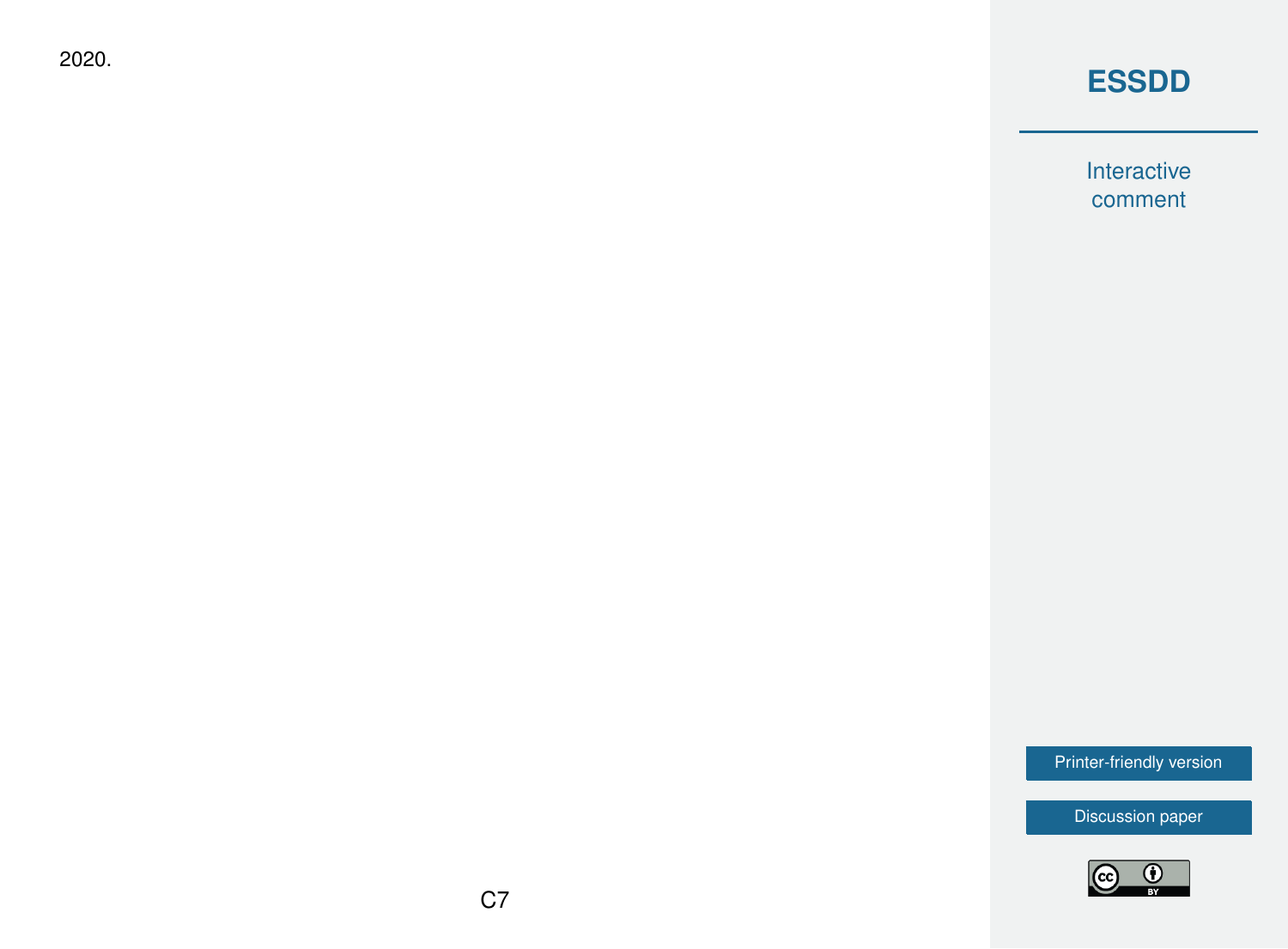2020.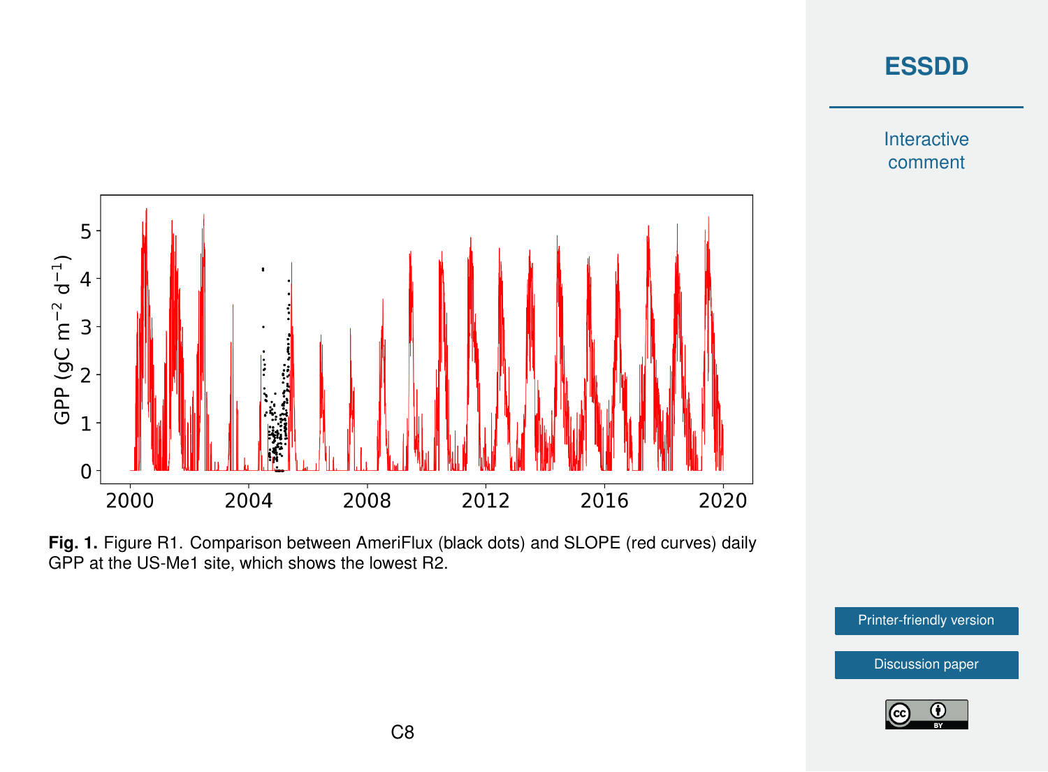GPP (gC m$^{-2}$ d$^{-1}$)

0
1
2
3
4
5

2000
2004
2008
2012
2016
2020

**Fig. 1.** Figure R1. Comparison between AmeriFlux (black dots) and SLOPE (red curves) daily GPP at the US-Me1 site, which shows the lowest R2.